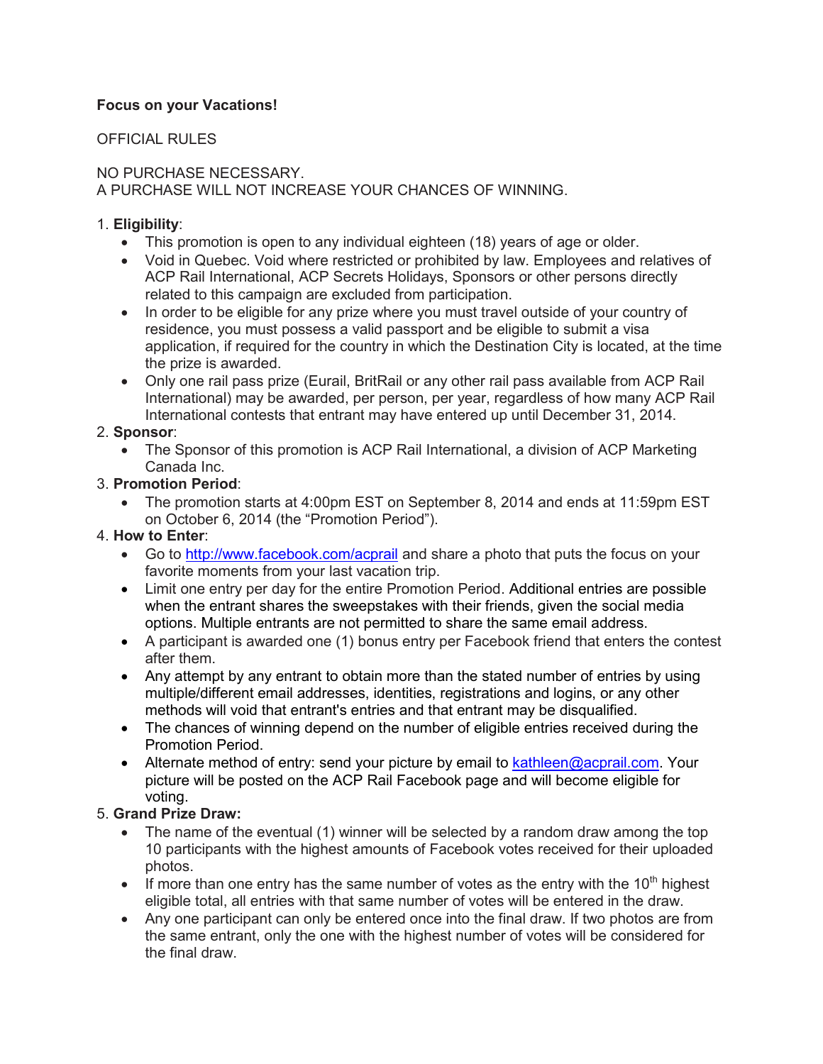**Focus on your Vacations!**

OFFICIAL RULES

NO PURCHASE NECESSARY.
A PURCHASE WILL NOT INCREASE YOUR CHANCES OF WINNING.

1. **Eligibility**:
   - This promotion is open to any individual eighteen (18) years of age or older.
   - Void in Quebec. Void where restricted or prohibited by law. Employees and relatives of ACP Rail International, ACP Secrets Holidays, Sponsors or other persons directly related to this campaign are excluded from participation.
   - In order to be eligible for any prize where you must travel outside of your country of residence, you must possess a valid passport and be eligible to submit a visa application, if required for the country in which the Destination City is located, at the time the prize is awarded.
   - Only one rail pass prize (Eurail, BritRail or any other rail pass available from ACP Rail International) may be awarded, per person, per year, regardless of how many ACP Rail International contests that entrant may have entered up until December 31, 2014.
2. **Sponsor**:
   - The Sponsor of this promotion is ACP Rail International, a division of ACP Marketing Canada Inc.
3. **Promotion Period**:
   - The promotion starts at 4:00pm EST on September 8, 2014 and ends at 11:59pm EST on October 6, 2014 (the "Promotion Period").
4. **How to Enter**:
   - Go to [http://www.facebook.com/acprail](http://www.facebook.com/acprail) and share a photo that puts the focus on your favorite moments from your last vacation trip.
   - Limit one entry per day for the entire Promotion Period. Additional entries are possible when the entrant shares the sweepstakes with their friends, given the social media options. Multiple entrants are not permitted to share the same email address.
   - A participant is awarded one (1) bonus entry per Facebook friend that enters the contest after them.
   - Any attempt by any entrant to obtain more than the stated number of entries by using multiple/different email addresses, identities, registrations and logins, or any other methods will void that entrant's entries and that entrant may be disqualified.
   - The chances of winning depend on the number of eligible entries received during the Promotion Period.
   - Alternate method of entry: send your picture by email to [kathleen@acprail.com](mailto:kathleen@acprail.com). Your picture will be posted on the ACP Rail Facebook page and will become eligible for voting.
5. **Grand Prize Draw:**
   - The name of the eventual (1) winner will be selected by a random draw among the top 10 participants with the highest amounts of Facebook votes received for their uploaded photos.
   - If more than one entry has the same number of votes as the entry with the 10th highest eligible total, all entries with that same number of votes will be entered in the draw.
   - Any one participant can only be entered once into the final draw. If two photos are from the same entrant, only the one with the highest number of votes will be considered for the final draw.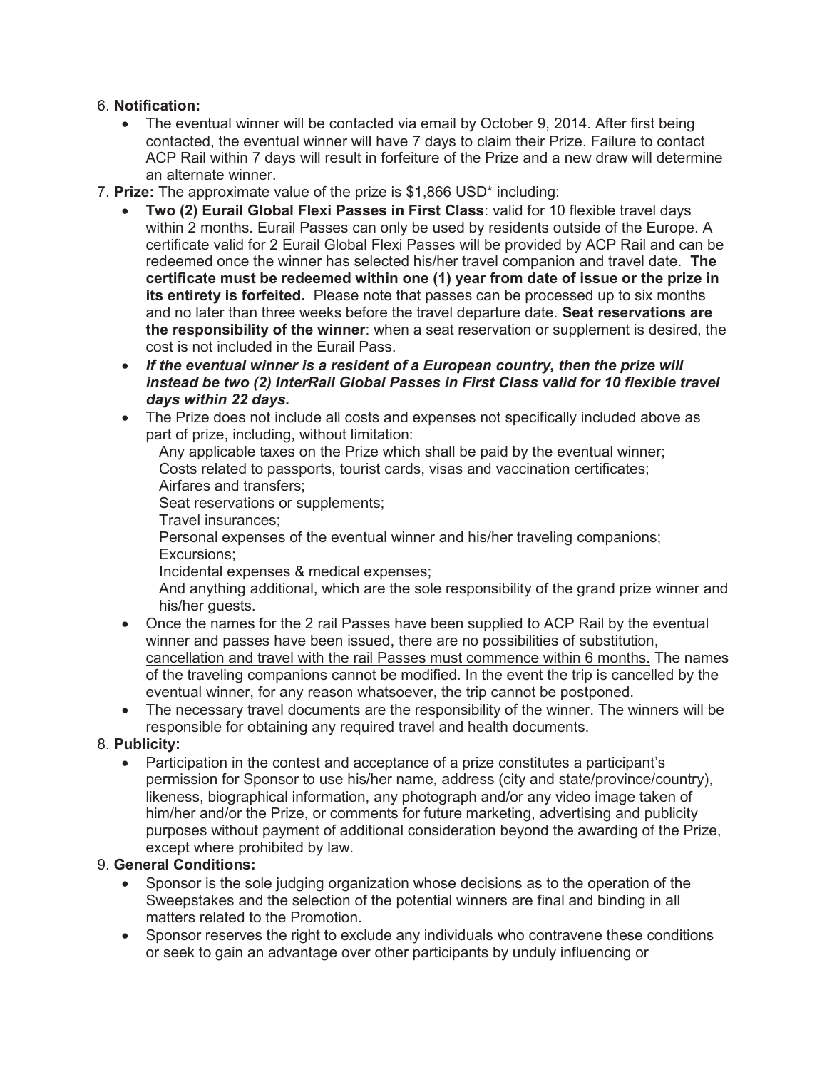6. **Notification:**
    - The eventual winner will be contacted via email by October 9, 2014. After first being contacted, the eventual winner will have 7 days to claim their Prize. Failure to contact ACP Rail within 7 days will result in forfeiture of the Prize and a new draw will determine an alternate winner.
7. **Prize:** The approximate value of the prize is $1,866 USD* including:
    - **Two (2) Eurail Global Flexi Passes in First Class**: valid for 10 flexible travel days within 2 months. Eurail Passes can only be used by residents outside of the Europe. A certificate valid for 2 Eurail Global Flexi Passes will be provided by ACP Rail and can be redeemed once the winner has selected his/her travel companion and travel date. **The certificate must be redeemed within one (1) year from date of issue or the prize in its entirety is forfeited.** Please note that passes can be processed up to six months and no later than three weeks before the travel departure date. **Seat reservations are the responsibility of the winner**: when a seat reservation or supplement is desired, the cost is not included in the Eurail Pass.
    - ***If the eventual winner is a resident of a European country, then the prize will instead be two (2) InterRail Global Passes in First Class valid for 10 flexible travel days within 22 days.***
    - The Prize does not include all costs and expenses not specifically included above as part of prize, including, without limitation:
      Any applicable taxes on the Prize which shall be paid by the eventual winner;
      Costs related to passports, tourist cards, visas and vaccination certificates;
      Airfares and transfers;
      Seat reservations or supplements;
      Travel insurances;
      Personal expenses of the eventual winner and his/her traveling companions;
      Excursions;
      Incidental expenses & medical expenses;
      And anything additional, which are the sole responsibility of the grand prize winner and his/her guests.
    - <u>Once the names for the 2 rail Passes have been supplied to ACP Rail by the eventual winner and passes have been issued, there are no possibilities of substitution, cancellation and travel with the rail Passes must commence within 6 months.</u> The names of the traveling companions cannot be modified. In the event the trip is cancelled by the eventual winner, for any reason whatsoever, the trip cannot be postponed.
    - The necessary travel documents are the responsibility of the winner. The winners will be responsible for obtaining any required travel and health documents.
8. **Publicity:**
    - Participation in the contest and acceptance of a prize constitutes a participant's permission for Sponsor to use his/her name, address (city and state/province/country), likeness, biographical information, any photograph and/or any video image taken of him/her and/or the Prize, or comments for future marketing, advertising and publicity purposes without payment of additional consideration beyond the awarding of the Prize, except where prohibited by law.
9. **General Conditions:**
    - Sponsor is the sole judging organization whose decisions as to the operation of the Sweepstakes and the selection of the potential winners are final and binding in all matters related to the Promotion.
    - Sponsor reserves the right to exclude any individuals who contravene these conditions or seek to gain an advantage over other participants by unduly influencing or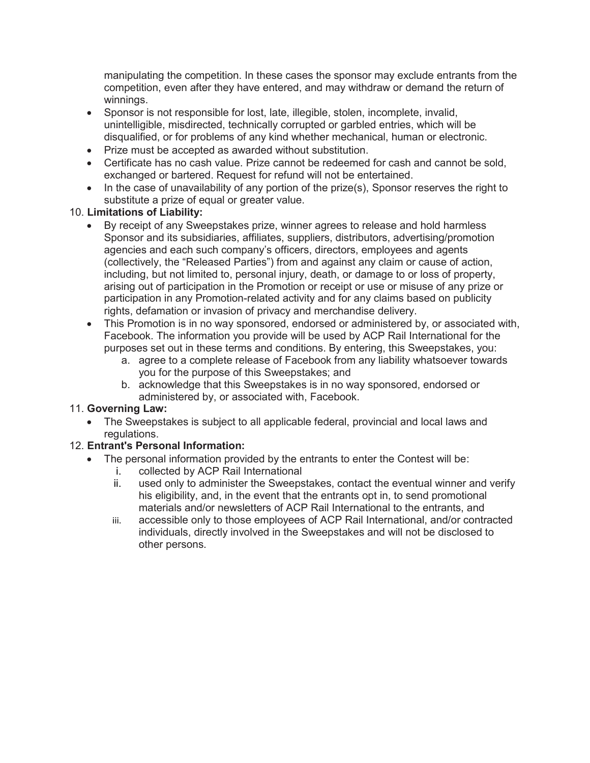manipulating the competition. In these cases the sponsor may exclude entrants from the competition, even after they have entered, and may withdraw or demand the return of winnings.

- Sponsor is not responsible for lost, late, illegible, stolen, incomplete, invalid, unintelligible, misdirected, technically corrupted or garbled entries, which will be disqualified, or for problems of any kind whether mechanical, human or electronic.
- Prize must be accepted as awarded without substitution.
- Certificate has no cash value. Prize cannot be redeemed for cash and cannot be sold, exchanged or bartered. Request for refund will not be entertained.
- In the case of unavailability of any portion of the prize(s), Sponsor reserves the right to substitute a prize of equal or greater value.

10. **Limitations of Liability:**
    - By receipt of any Sweepstakes prize, winner agrees to release and hold harmless Sponsor and its subsidiaries, affiliates, suppliers, distributors, advertising/promotion agencies and each such company's officers, directors, employees and agents (collectively, the "Released Parties") from and against any claim or cause of action, including, but not limited to, personal injury, death, or damage to or loss of property, arising out of participation in the Promotion or receipt or use or misuse of any prize or participation in any Promotion-related activity and for any claims based on publicity rights, defamation or invasion of privacy and merchandise delivery.
    - This Promotion is in no way sponsored, endorsed or administered by, or associated with, Facebook. The information you provide will be used by ACP Rail International for the purposes set out in these terms and conditions. By entering, this Sweepstakes, you:
        a. agree to a complete release of Facebook from any liability whatsoever towards you for the purpose of this Sweepstakes; and
        b. acknowledge that this Sweepstakes is in no way sponsored, endorsed or administered by, or associated with, Facebook.
11. **Governing Law:**
    - The Sweepstakes is subject to all applicable federal, provincial and local laws and regulations.
12. **Entrant's Personal Information:**
    - The personal information provided by the entrants to enter the Contest will be:
        i. collected by ACP Rail International
        ii. used only to administer the Sweepstakes, contact the eventual winner and verify his eligibility, and, in the event that the entrants opt in, to send promotional materials and/or newsletters of ACP Rail International to the entrants, and
        iii. accessible only to those employees of ACP Rail International, and/or contracted individuals, directly involved in the Sweepstakes and will not be disclosed to other persons.